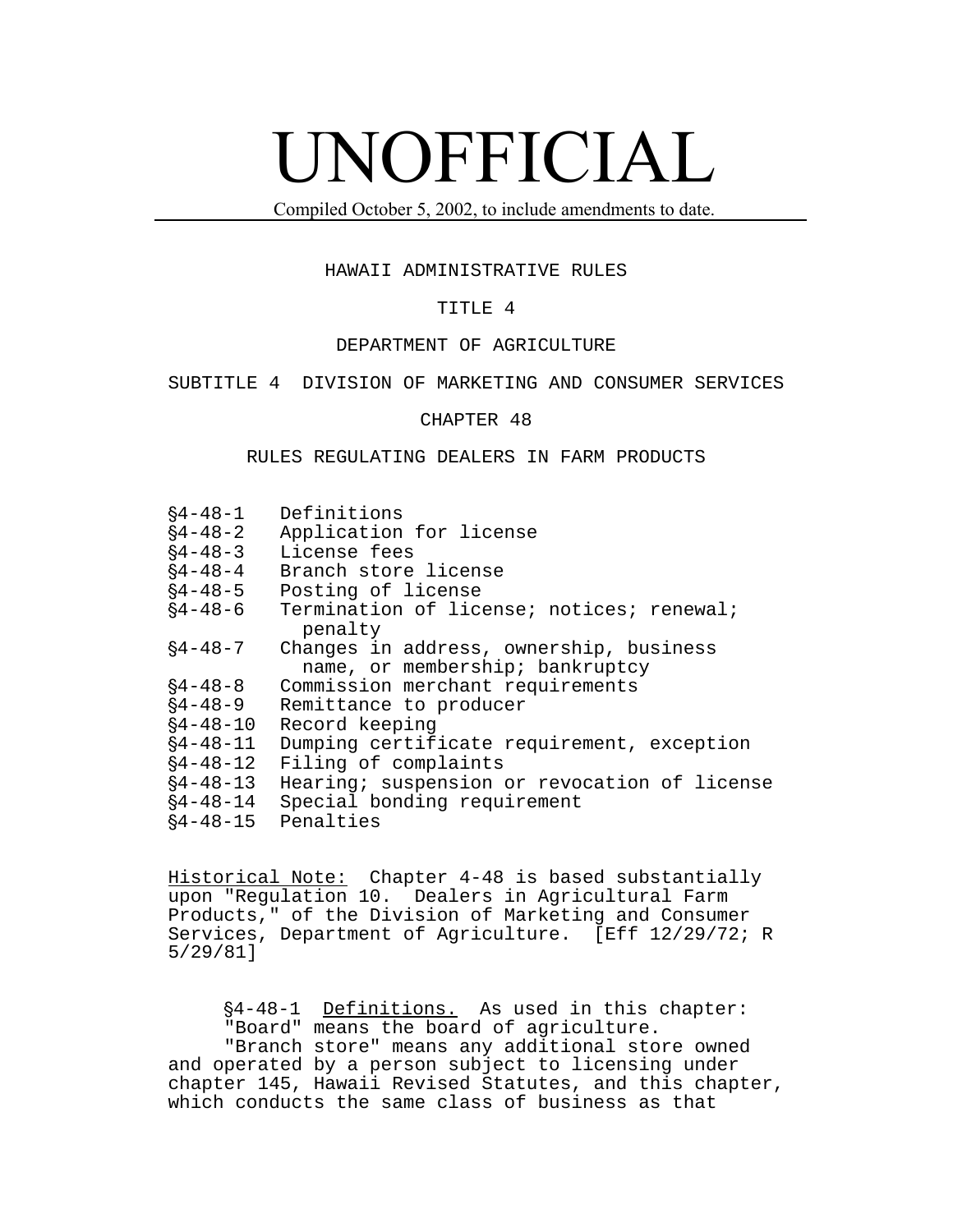# UNOFFICIAL

Compiled October 5, 2002, to include amendments to date.

HAWAII ADMINISTRATIVE RULES

TITLE 4

DEPARTMENT OF AGRICULTURE

SUBTITLE 4 DIVISION OF MARKETING AND CONSUMER SERVICES

CHAPTER 48

RULES REGULATING DEALERS IN FARM PRODUCTS

§4-48-1 Definitions
§4-48-2 Application for license
§4-48-3 License fees
§4-48-4 Branch store license
§4-48-5 Posting of license
§4-48-6 Termination of license; notices; renewal; penalty
§4-48-7 Changes in address, ownership, business name, or membership; bankruptcy
§4-48-8 Commission merchant requirements
§4-48-9 Remittance to producer
§4-48-10 Record keeping
§4-48-11 Dumping certificate requirement, exception
§4-48-12 Filing of complaints
§4-48-13 Hearing; suspension or revocation of license
§4-48-14 Special bonding requirement
§4-48-15 Penalties

Historical Note: Chapter 4-48 is based substantially upon "Regulation 10. Dealers in Agricultural Farm Products," of the Division of Marketing and Consumer Services, Department of Agriculture. [Eff 12/29/72; R 5/29/81]

§4-48-1 Definitions. As used in this chapter:

"Board" means the board of agriculture.

"Branch store" means any additional store owned and operated by a person subject to licensing under chapter 145, Hawaii Revised Statutes, and this chapter, which conducts the same class of business as that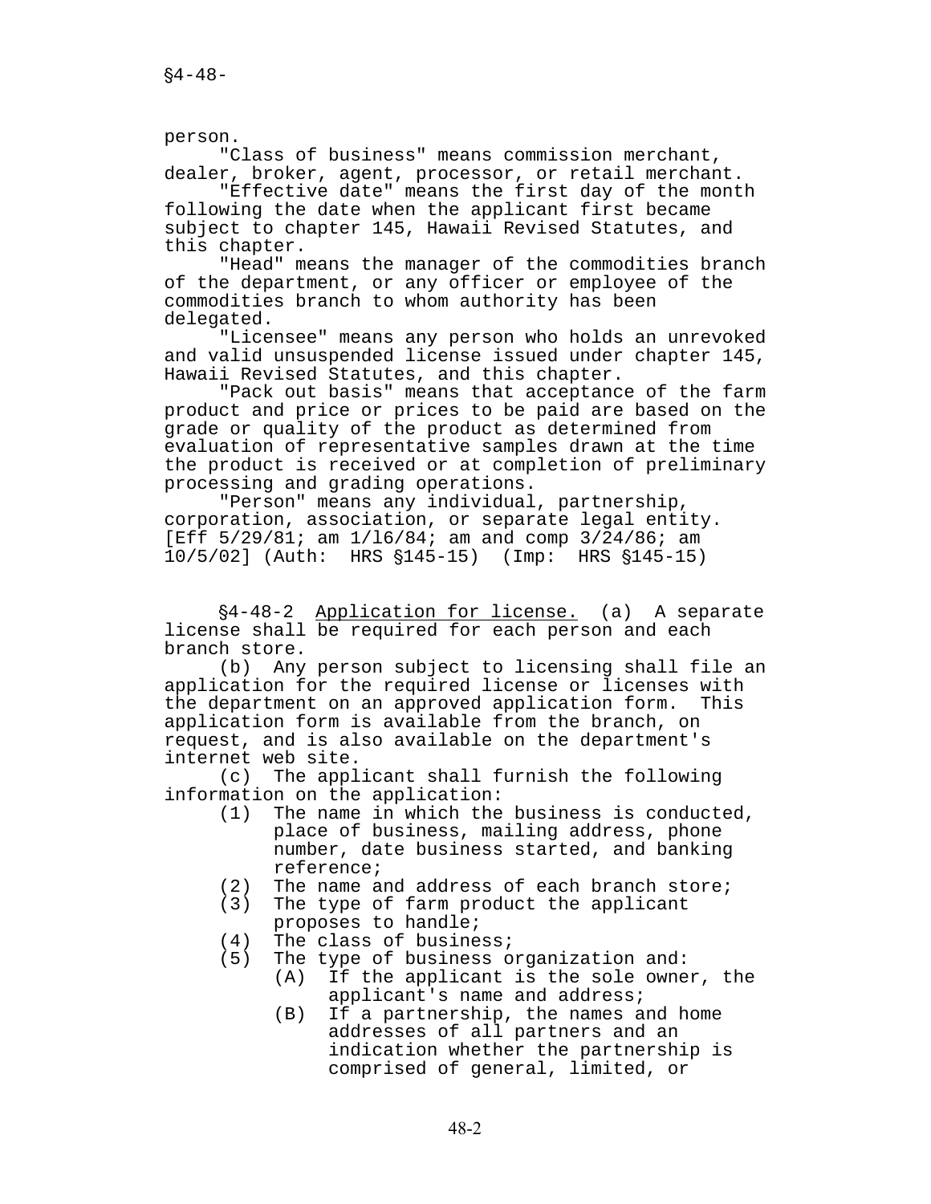person.

"Class of business" means commission merchant, dealer, broker, agent, processor, or retail merchant.

"Effective date" means the first day of the month following the date when the applicant first became subject to chapter 145, Hawaii Revised Statutes, and this chapter.

"Head" means the manager of the commodities branch of the department, or any officer or employee of the commodities branch to whom authority has been delegated.

"Licensee" means any person who holds an unrevoked and valid unsuspended license issued under chapter 145, Hawaii Revised Statutes, and this chapter.

"Pack out basis" means that acceptance of the farm product and price or prices to be paid are based on the grade or quality of the product as determined from evaluation of representative samples drawn at the time the product is received or at completion of preliminary processing and grading operations.

"Person" means any individual, partnership, corporation, association, or separate legal entity. [Eff 5/29/81; am 1/16/84; am and comp 3/24/86; am 10/5/02] (Auth: HRS §145-15) (Imp: HRS §145-15)

§4-48-2 Application for license. (a) A separate license shall be required for each person and each branch store.

(b) Any person subject to licensing shall file an application for the required license or licenses with the department on an approved application form. This application form is available from the branch, on request, and is also available on the department's internet web site.

(c) The applicant shall furnish the following information on the application:

(1) The name in which the business is conducted, place of business, mailing address, phone number, date business started, and banking reference;
(2) The name and address of each branch store;
(3) The type of farm product the applicant proposes to handle;
(4) The class of business;
(5) The type of business organization and:
    (A) If the applicant is the sole owner, the applicant's name and address;
    (B) If a partnership, the names and home addresses of all partners and an indication whether the partnership is comprised of general, limited, or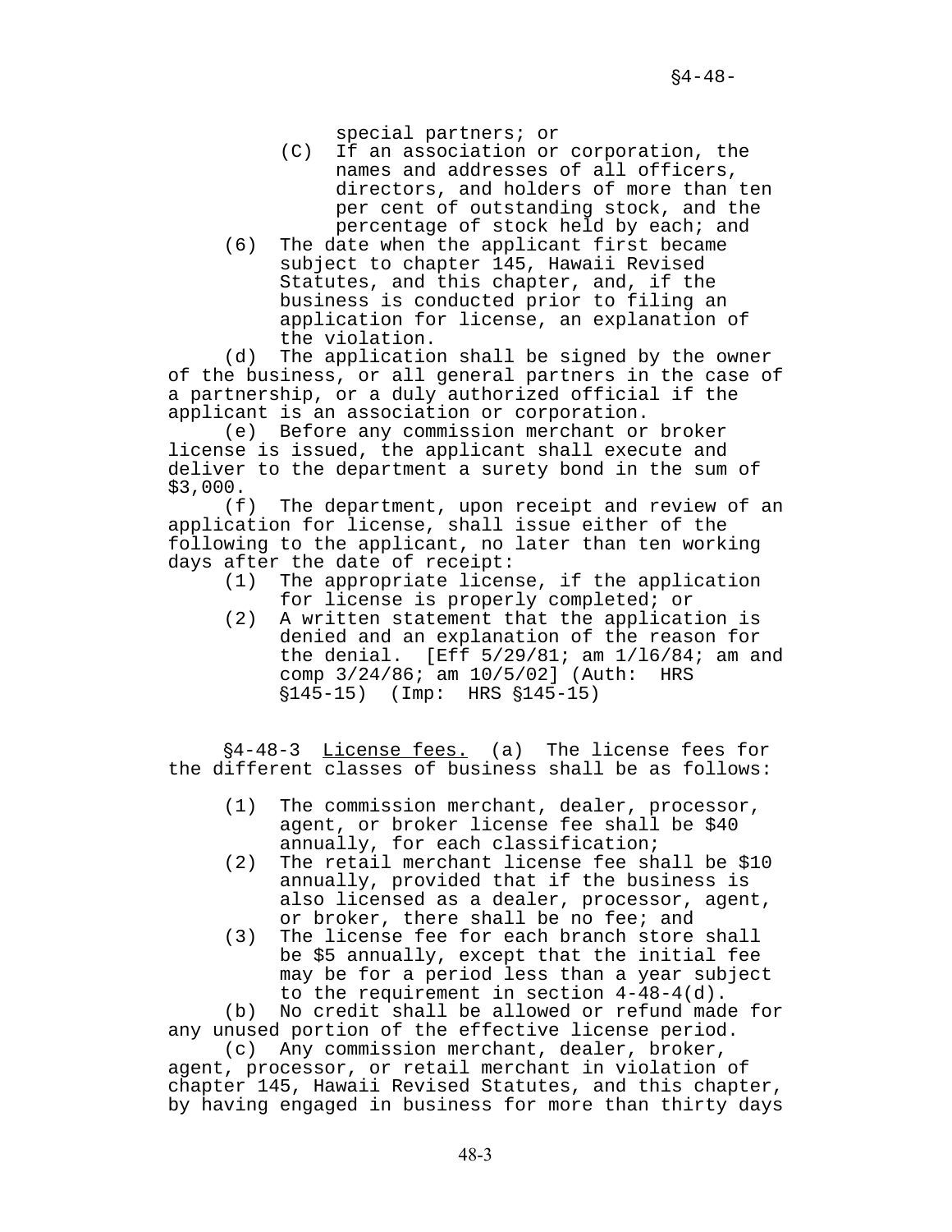special partners; or

(C) If an association or corporation, the names and addresses of all officers, directors, and holders of more than ten per cent of outstanding stock, and the percentage of stock held by each; and

(6) The date when the applicant first became subject to chapter 145, Hawaii Revised Statutes, and this chapter, and, if the business is conducted prior to filing an application for license, an explanation of the violation.

(d) The application shall be signed by the owner of the business, or all general partners in the case of a partnership, or a duly authorized official if the applicant is an association or corporation.

(e) Before any commission merchant or broker license is issued, the applicant shall execute and deliver to the department a surety bond in the sum of $3,000.

(f) The department, upon receipt and review of an application for license, shall issue either of the following to the applicant, no later than ten working days after the date of receipt:

(1) The appropriate license, if the application for license is properly completed; or

(2) A written statement that the application is denied and an explanation of the reason for the denial. [Eff 5/29/81; am 1/16/84; am and comp 3/24/86; am 10/5/02] (Auth: HRS §145-15) (Imp: HRS §145-15)

§4-48-3 License fees. (a) The license fees for the different classes of business shall be as follows:

(1) The commission merchant, dealer, processor, agent, or broker license fee shall be $40 annually, for each classification;

(2) The retail merchant license fee shall be $10 annually, provided that if the business is also licensed as a dealer, processor, agent, or broker, there shall be no fee; and

(3) The license fee for each branch store shall be $5 annually, except that the initial fee may be for a period less than a year subject to the requirement in section 4-48-4(d).

(b) No credit shall be allowed or refund made for any unused portion of the effective license period.

(c) Any commission merchant, dealer, broker, agent, processor, or retail merchant in violation of chapter 145, Hawaii Revised Statutes, and this chapter, by having engaged in business for more than thirty days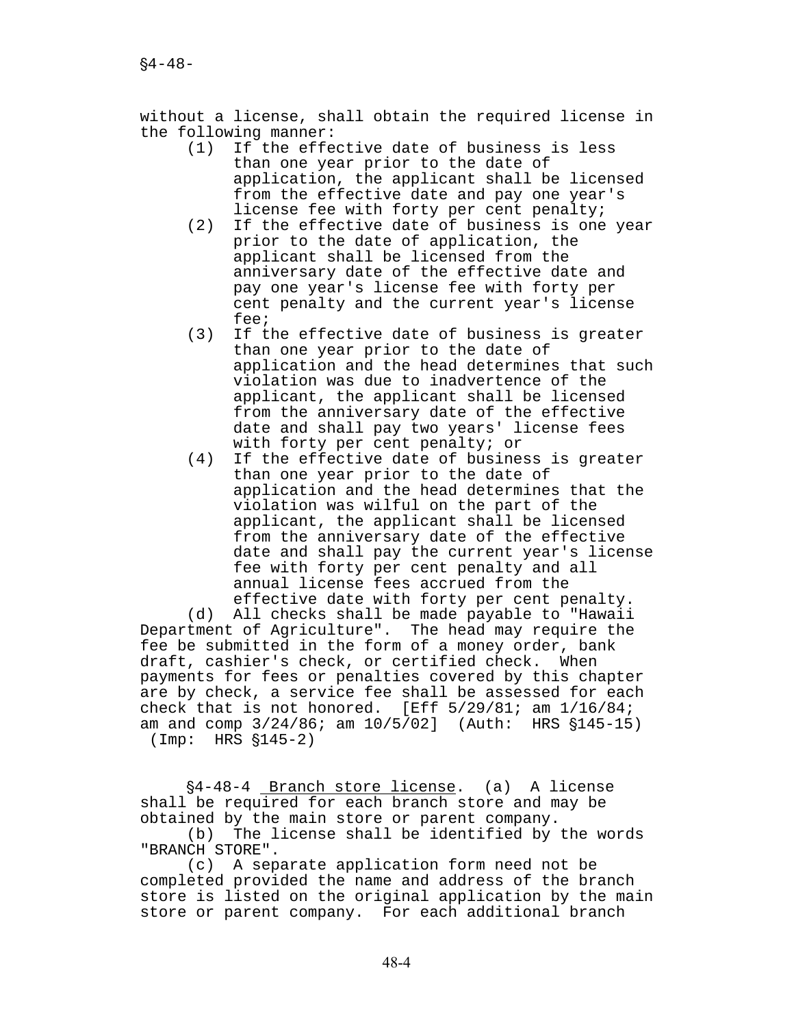without a license, shall obtain the required license in the following manner:

(1) If the effective date of business is less than one year prior to the date of application, the applicant shall be licensed from the effective date and pay one year's license fee with forty per cent penalty;

(2) If the effective date of business is one year prior to the date of application, the applicant shall be licensed from the anniversary date of the effective date and pay one year's license fee with forty per cent penalty and the current year's license fee;

(3) If the effective date of business is greater than one year prior to the date of application and the head determines that such violation was due to inadvertence of the applicant, the applicant shall be licensed from the anniversary date of the effective date and shall pay two years' license fees with forty per cent penalty; or

(4) If the effective date of business is greater than one year prior to the date of application and the head determines that the violation was wilful on the part of the applicant, the applicant shall be licensed from the anniversary date of the effective date and shall pay the current year's license fee with forty per cent penalty and all annual license fees accrued from the effective date with forty per cent penalty.

(d) All checks shall be made payable to "Hawaii Department of Agriculture". The head may require the fee be submitted in the form of a money order, bank draft, cashier's check, or certified check. When payments for fees or penalties covered by this chapter are by check, a service fee shall be assessed for each check that is not honored. [Eff 5/29/81; am 1/16/84; am and comp 3/24/86; am 10/5/02] (Auth: HRS §145-15) (Imp: HRS §145-2)

§4-48-4 Branch store license. (a) A license shall be required for each branch store and may be obtained by the main store or parent company.

(b) The license shall be identified by the words "BRANCH STORE".

(c) A separate application form need not be completed provided the name and address of the branch store is listed on the original application by the main store or parent company. For each additional branch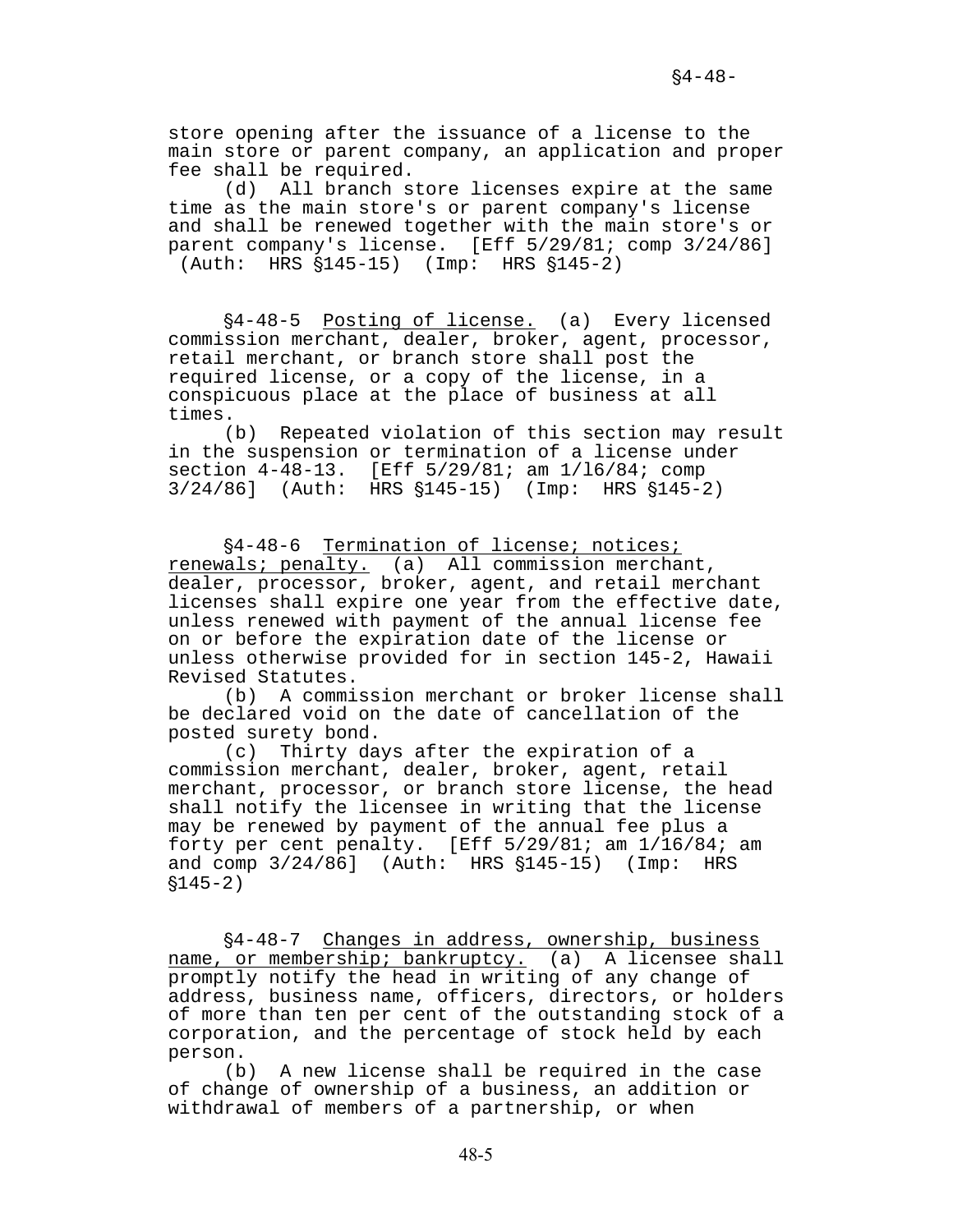store opening after the issuance of a license to the main store or parent company, an application and proper fee shall be required.

(d) All branch store licenses expire at the same time as the main store's or parent company's license and shall be renewed together with the main store's or parent company's license. [Eff 5/29/81; comp 3/24/86] (Auth: HRS §145-15) (Imp: HRS §145-2)

§4-48-5 Posting of license. (a) Every licensed commission merchant, dealer, broker, agent, processor, retail merchant, or branch store shall post the required license, or a copy of the license, in a conspicuous place at the place of business at all times.

(b) Repeated violation of this section may result in the suspension or termination of a license under section 4-48-13. [Eff 5/29/81; am 1/l6/84; comp 3/24/86] (Auth: HRS §145-15) (Imp: HRS §145-2)

§4-48-6 Termination of license; notices; renewals; penalty. (a) All commission merchant, dealer, processor, broker, agent, and retail merchant licenses shall expire one year from the effective date, unless renewed with payment of the annual license fee on or before the expiration date of the license or unless otherwise provided for in section 145-2, Hawaii Revised Statutes.

(b) A commission merchant or broker license shall be declared void on the date of cancellation of the posted surety bond.

(c) Thirty days after the expiration of a commission merchant, dealer, broker, agent, retail merchant, processor, or branch store license, the head shall notify the licensee in writing that the license may be renewed by payment of the annual fee plus a forty per cent penalty. [Eff 5/29/81; am 1/16/84; am and comp 3/24/86] (Auth: HRS §145-15) (Imp: HRS §145-2)

§4-48-7 Changes in address, ownership, business name, or membership; bankruptcy. (a) A licensee shall promptly notify the head in writing of any change of address, business name, officers, directors, or holders of more than ten per cent of the outstanding stock of a corporation, and the percentage of stock held by each person.

(b) A new license shall be required in the case of change of ownership of a business, an addition or withdrawal of members of a partnership, or when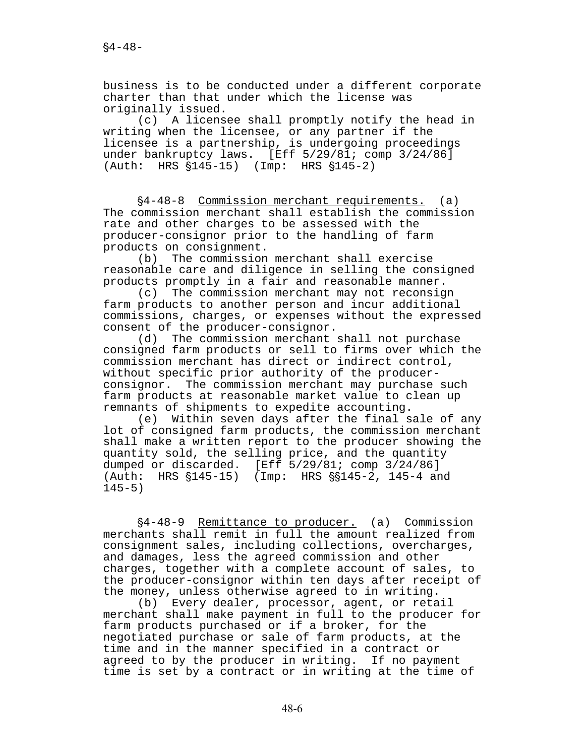business is to be conducted under a different corporate charter than that under which the license was originally issued.

(c) A licensee shall promptly notify the head in writing when the licensee, or any partner if the licensee is a partnership, is undergoing proceedings under bankruptcy laws. [Eff 5/29/81; comp 3/24/86] (Auth: HRS §145-15) (Imp: HRS §145-2)

§4-48-8 Commission merchant requirements. (a) The commission merchant shall establish the commission rate and other charges to be assessed with the producer-consignor prior to the handling of farm products on consignment.

(b) The commission merchant shall exercise reasonable care and diligence in selling the consigned products promptly in a fair and reasonable manner.

(c) The commission merchant may not reconsign farm products to another person and incur additional commissions, charges, or expenses without the expressed consent of the producer-consignor.

(d) The commission merchant shall not purchase consigned farm products or sell to firms over which the commission merchant has direct or indirect control, without specific prior authority of the producer-consignor. The commission merchant may purchase such farm products at reasonable market value to clean up remnants of shipments to expedite accounting.

(e) Within seven days after the final sale of any lot of consigned farm products, the commission merchant shall make a written report to the producer showing the quantity sold, the selling price, and the quantity dumped or discarded. [Eff 5/29/81; comp 3/24/86] (Auth: HRS §145-15) (Imp: HRS §§145-2, 145-4 and 145-5)

§4-48-9 Remittance to producer. (a) Commission merchants shall remit in full the amount realized from consignment sales, including collections, overcharges, and damages, less the agreed commission and other charges, together with a complete account of sales, to the producer-consignor within ten days after receipt of the money, unless otherwise agreed to in writing.

(b) Every dealer, processor, agent, or retail merchant shall make payment in full to the producer for farm products purchased or if a broker, for the negotiated purchase or sale of farm products, at the time and in the manner specified in a contract or agreed to by the producer in writing. If no payment time is set by a contract or in writing at the time of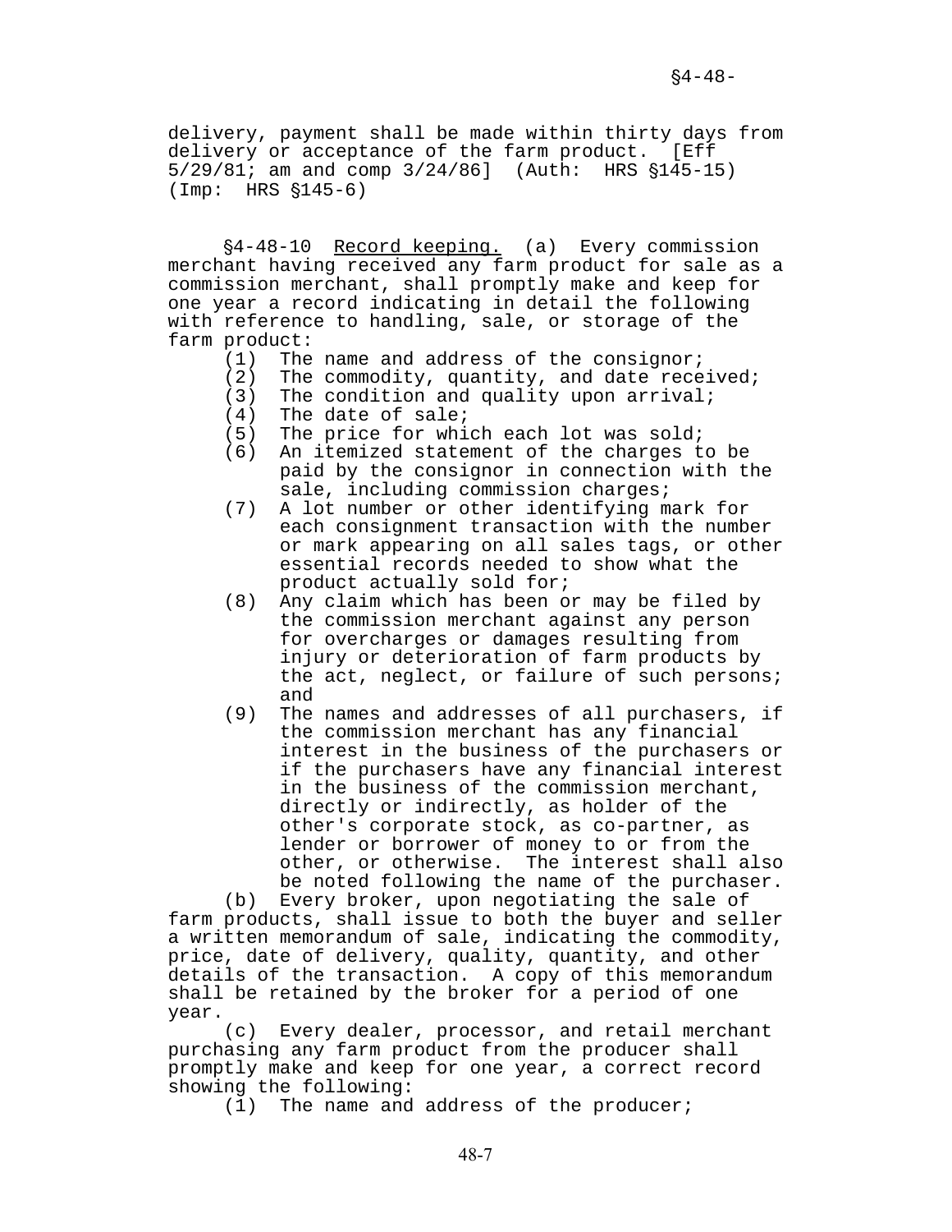delivery, payment shall be made within thirty days from delivery or acceptance of the farm product. [Eff 5/29/81; am and comp 3/24/86] (Auth: HRS §145-15) (Imp: HRS §145-6)

§4-48-10 Record keeping. (a) Every commission merchant having received any farm product for sale as a commission merchant, shall promptly make and keep for one year a record indicating in detail the following with reference to handling, sale, or storage of the farm product:

(1) The name and address of the consignor;
(2) The commodity, quantity, and date received;
(3) The condition and quality upon arrival;
(4) The date of sale;
(5) The price for which each lot was sold;
(6) An itemized statement of the charges to be paid by the consignor in connection with the sale, including commission charges;
(7) A lot number or other identifying mark for each consignment transaction with the number or mark appearing on all sales tags, or other essential records needed to show what the product actually sold for;
(8) Any claim which has been or may be filed by the commission merchant against any person for overcharges or damages resulting from injury or deterioration of farm products by the act, neglect, or failure of such persons; and
(9) The names and addresses of all purchasers, if the commission merchant has any financial interest in the business of the purchasers or if the purchasers have any financial interest in the business of the commission merchant, directly or indirectly, as holder of the other's corporate stock, as co-partner, as lender or borrower of money to or from the other, or otherwise. The interest shall also be noted following the name of the purchaser.

(b) Every broker, upon negotiating the sale of farm products, shall issue to both the buyer and seller a written memorandum of sale, indicating the commodity, price, date of delivery, quality, quantity, and other details of the transaction. A copy of this memorandum shall be retained by the broker for a period of one year.

(c) Every dealer, processor, and retail merchant purchasing any farm product from the producer shall promptly make and keep for one year, a correct record showing the following:

(1) The name and address of the producer;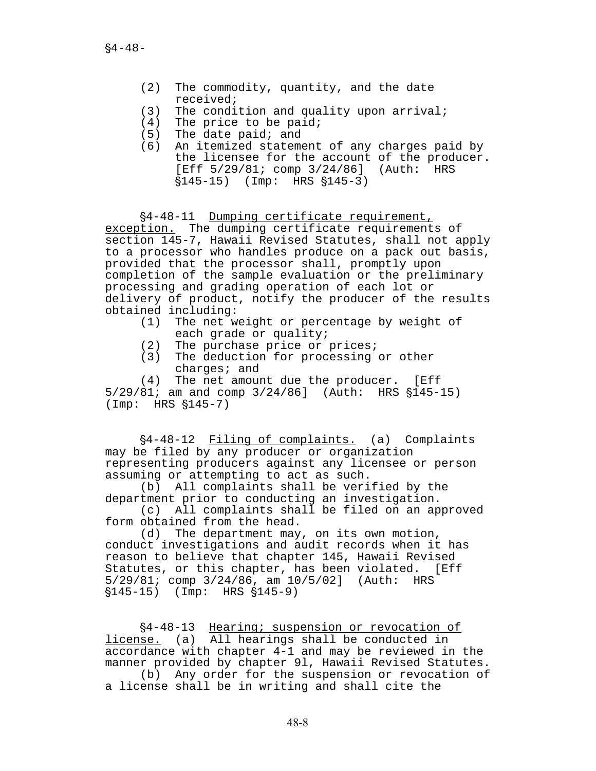(2) The commodity, quantity, and the date received;
(3) The condition and quality upon arrival;
(4) The price to be paid;
(5) The date paid; and
(6) An itemized statement of any charges paid by the licensee for the account of the producer. [Eff 5/29/81; comp 3/24/86] (Auth: HRS §145-15) (Imp: HRS §145-3)

§4-48-11 Dumping certificate requirement, exception. The dumping certificate requirements of section 145-7, Hawaii Revised Statutes, shall not apply to a processor who handles produce on a pack out basis, provided that the processor shall, promptly upon completion of the sample evaluation or the preliminary processing and grading operation of each lot or delivery of product, notify the producer of the results obtained including:

(1) The net weight or percentage by weight of each grade or quality;
(2) The purchase price or prices;
(3) The deduction for processing or other charges; and
(4) The net amount due the producer. [Eff 5/29/81; am and comp 3/24/86] (Auth: HRS §145-15) (Imp: HRS §145-7)

§4-48-12 Filing of complaints. (a) Complaints may be filed by any producer or organization representing producers against any licensee or person assuming or attempting to act as such.

(b) All complaints shall be verified by the department prior to conducting an investigation.

(c) All complaints shall be filed on an approved form obtained from the head.

(d) The department may, on its own motion, conduct investigations and audit records when it has reason to believe that chapter 145, Hawaii Revised Statutes, or this chapter, has been violated. [Eff 5/29/81; comp 3/24/86, am 10/5/02] (Auth: HRS §145-15) (Imp: HRS §145-9)

§4-48-13 Hearing; suspension or revocation of license. (a) All hearings shall be conducted in accordance with chapter 4-1 and may be reviewed in the manner provided by chapter 91, Hawaii Revised Statutes.

(b) Any order for the suspension or revocation of a license shall be in writing and shall cite the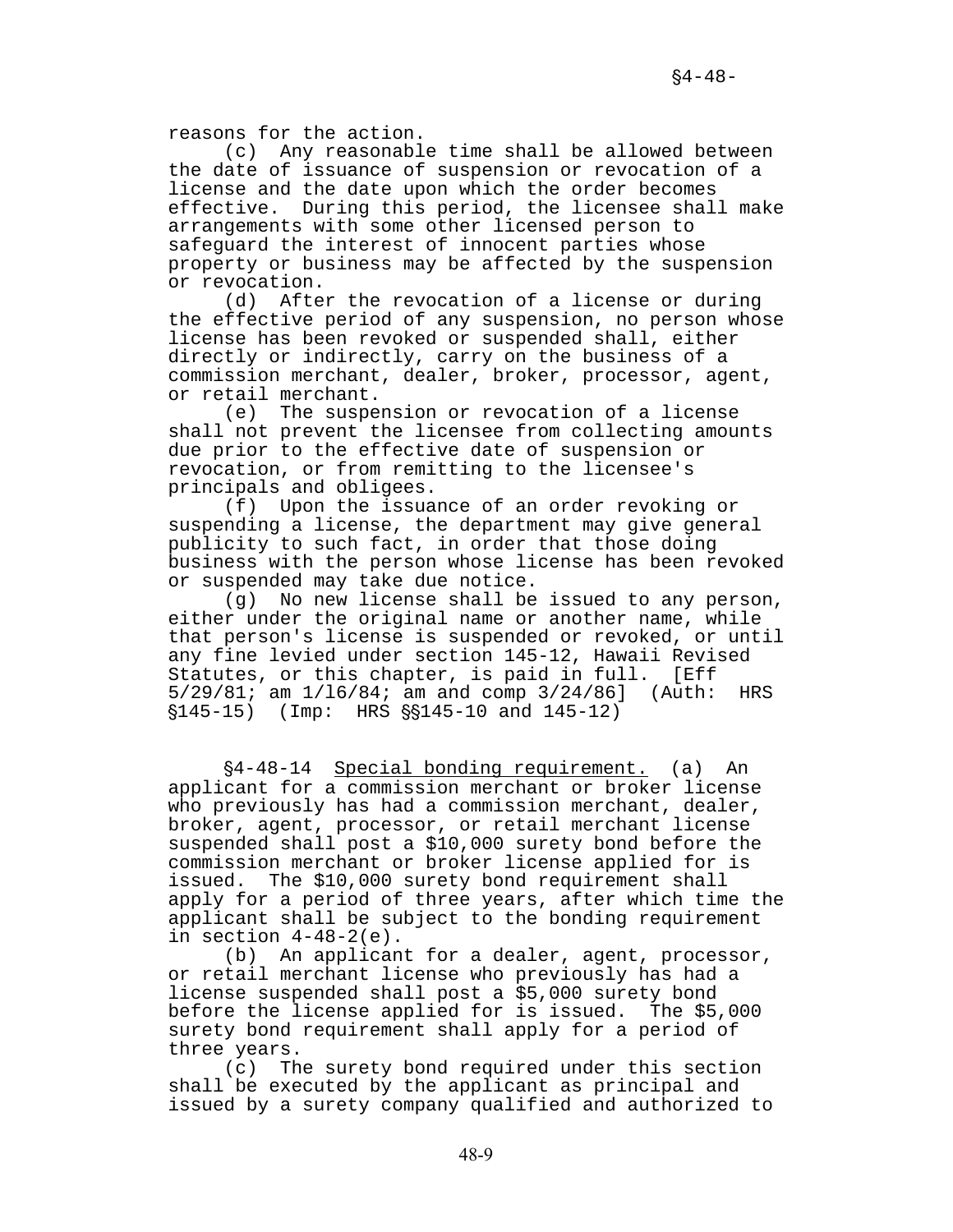reasons for the action.

(c) Any reasonable time shall be allowed between the date of issuance of suspension or revocation of a license and the date upon which the order becomes effective. During this period, the licensee shall make arrangements with some other licensed person to safeguard the interest of innocent parties whose property or business may be affected by the suspension or revocation.

(d) After the revocation of a license or during the effective period of any suspension, no person whose license has been revoked or suspended shall, either directly or indirectly, carry on the business of a commission merchant, dealer, broker, processor, agent, or retail merchant.

(e) The suspension or revocation of a license shall not prevent the licensee from collecting amounts due prior to the effective date of suspension or revocation, or from remitting to the licensee's principals and obligees.

(f) Upon the issuance of an order revoking or suspending a license, the department may give general publicity to such fact, in order that those doing business with the person whose license has been revoked or suspended may take due notice.

(g) No new license shall be issued to any person, either under the original name or another name, while that person's license is suspended or revoked, or until any fine levied under section 145-12, Hawaii Revised Statutes, or this chapter, is paid in full. [Eff 5/29/81; am 1/16/84; am and comp 3/24/86] (Auth: HRS §145-15) (Imp: HRS §§145-10 and 145-12)

§4-48-14 Special bonding requirement. (a) An applicant for a commission merchant or broker license who previously has had a commission merchant, dealer, broker, agent, processor, or retail merchant license suspended shall post a $10,000 surety bond before the commission merchant or broker license applied for is issued. The $10,000 surety bond requirement shall apply for a period of three years, after which time the applicant shall be subject to the bonding requirement in section 4-48-2(e).

(b) An applicant for a dealer, agent, processor, or retail merchant license who previously has had a license suspended shall post a $5,000 surety bond before the license applied for is issued. The $5,000 surety bond requirement shall apply for a period of three years.

(c) The surety bond required under this section shall be executed by the applicant as principal and issued by a surety company qualified and authorized to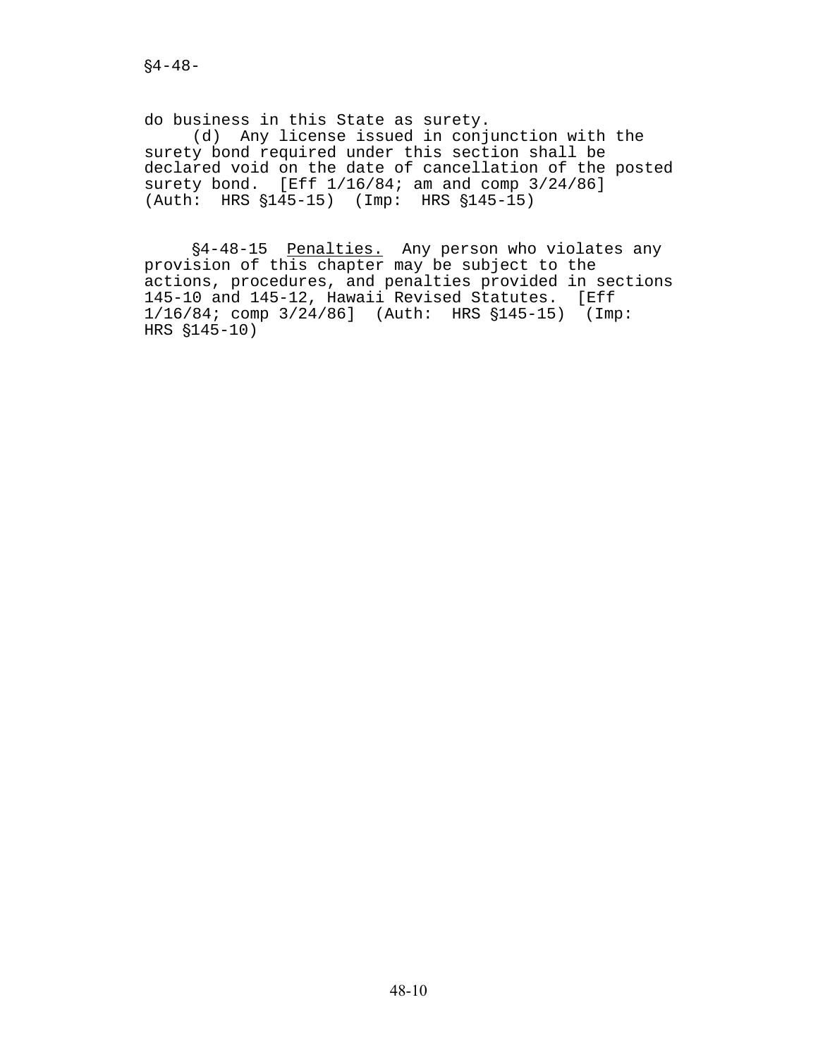do business in this State as surety.

(d) Any license issued in conjunction with the surety bond required under this section shall be declared void on the date of cancellation of the posted surety bond. [Eff 1/16/84; am and comp 3/24/86] (Auth: HRS §145-15) (Imp: HRS §145-15)

§4-48-15 Penalties. Any person who violates any provision of this chapter may be subject to the actions, procedures, and penalties provided in sections 145-10 and 145-12, Hawaii Revised Statutes. [Eff 1/16/84; comp 3/24/86] (Auth: HRS §145-15) (Imp: HRS §145-10)